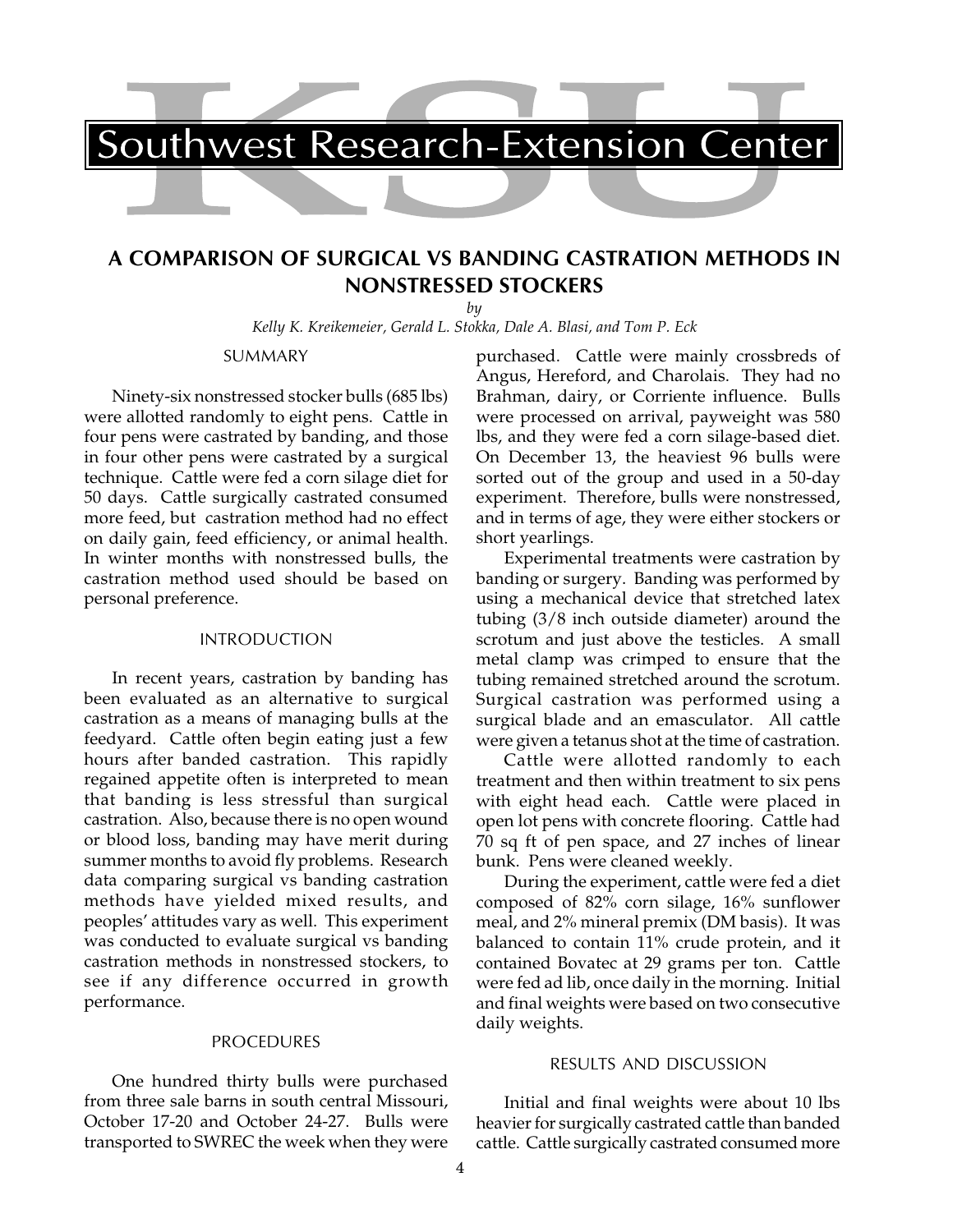Southwest Research-Extension Center

# A COMPARISON OF SURGICAL VS BANDING CASTRATION METHODS IN NONSTRESSED STOCKERS

*by*

*Kelly K. Kreikemeier, Gerald L. Stokka, Dale A. Blasi, and Tom P. Eck*

## SUMMARY

Ninety-six nonstressed stocker bulls (685 lbs) were allotted randomly to eight pens. Cattle in four pens were castrated by banding, and those in four other pens were castrated by a surgical technique. Cattle were fed a corn silage diet for 50 days. Cattle surgically castrated consumed more feed, but castration method had no effect on daily gain, feed efficiency, or animal health. In winter months with nonstressed bulls, the castration method used should be based on personal preference.

## INTRODUCTION

In recent years, castration by banding has been evaluated as an alternative to surgical castration as a means of managing bulls at the feedyard. Cattle often begin eating just a few hours after banded castration. This rapidly regained appetite often is interpreted to mean that banding is less stressful than surgical castration. Also, because there is no open wound or blood loss, banding may have merit during summer months to avoid fly problems. Research data comparing surgical vs banding castration methods have yielded mixed results, and peoples' attitudes vary as well. This experiment was conducted to evaluate surgical vs banding castration methods in nonstressed stockers, to see if any difference occurred in growth performance.

## PROCEDURES

One hundred thirty bulls were purchased from three sale barns in south central Missouri, October 17-20 and October 24-27. Bulls were transported to SWREC the week when they were purchased. Cattle were mainly crossbreds of Angus, Hereford, and Charolais. They had no Brahman, dairy, or Corriente influence. Bulls were processed on arrival, payweight was 580 lbs, and they were fed a corn silage-based diet. On December 13, the heaviest 96 bulls were sorted out of the group and used in a 50-day experiment. Therefore, bulls were nonstressed, and in terms of age, they were either stockers or short yearlings.

Experimental treatments were castration by banding or surgery. Banding was performed by using a mechanical device that stretched latex tubing (3/8 inch outside diameter) around the scrotum and just above the testicles. A small metal clamp was crimped to ensure that the tubing remained stretched around the scrotum. Surgical castration was performed using a surgical blade and an emasculator. All cattle were given a tetanus shot at the time of castration.

Cattle were allotted randomly to each treatment and then within treatment to six pens with eight head each. Cattle were placed in open lot pens with concrete flooring. Cattle had 70 sq ft of pen space, and 27 inches of linear bunk. Pens were cleaned weekly.

During the experiment, cattle were fed a diet composed of 82% corn silage, 16% sunflower meal, and 2% mineral premix (DM basis). It was balanced to contain 11% crude protein, and it contained Bovatec at 29 grams per ton. Cattle were fed ad lib, once daily in the morning. Initial and final weights were based on two consecutive daily weights.

## RESULTS AND DISCUSSION

Initial and final weights were about 10 lbs heavier for surgically castrated cattle than banded cattle. Cattle surgically castrated consumed more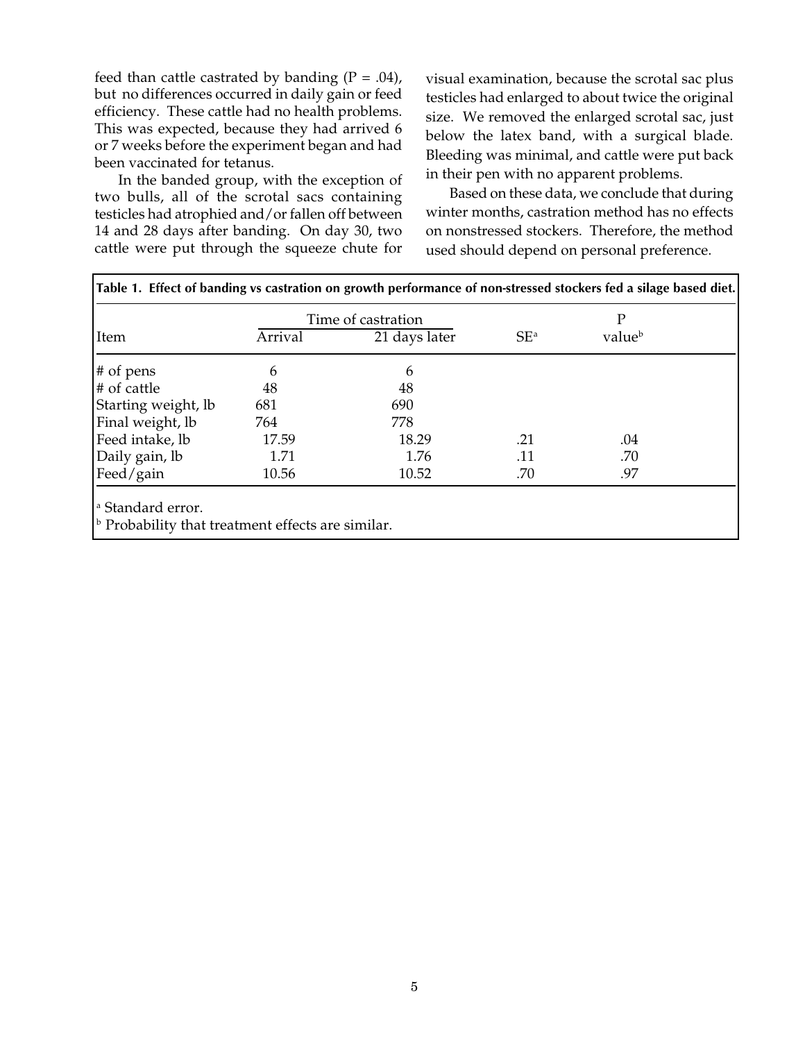feed than cattle castrated by banding (P = .04), but no differences occurred in daily gain or feed efficiency. These cattle had no health problems. This was expected, because they had arrived 6 or 7 weeks before the experiment began and had been vaccinated for tetanus.

In the banded group, with the exception of two bulls, all of the scrotal sacs containing testicles had atrophied and/or fallen off between 14 and 28 days after banding. On day 30, two cattle were put through the squeeze chute for visual examination, because the scrotal sac plus testicles had enlarged to about twice the original size. We removed the enlarged scrotal sac, just below the latex band, with a surgical blade. Bleeding was minimal, and cattle were put back in their pen with no apparent problems.

Based on these data, we conclude that during winter months, castration method has no effects on nonstressed stockers. Therefore, the method used should depend on personal preference.

**Table 1. Effect of banding vs castration on growth performance of non-stressed stockers fed a silage based diet.**

| | Time of castration | | | P |
|---|---|---|---|---|
| Item | Arrival | 21 days later | SE[a] | value[b] |
| # of pens | 6 | 6 | | |
| # of cattle | 48 | 48 | | |
| Starting weight, lb | 681 | 690 | | |
| Final weight, lb | 764 | 778 | | |
| Feed intake, lb | 17.59 | 18.29 | .21 | .04 |
| Daily gain, lb | 1.71 | 1.76 | .11 | .70 |
| Feed/gain | 10.56 | 10.52 | .70 | .97 |

[a] Standard error.

[b] Probability that treatment effects are similar.